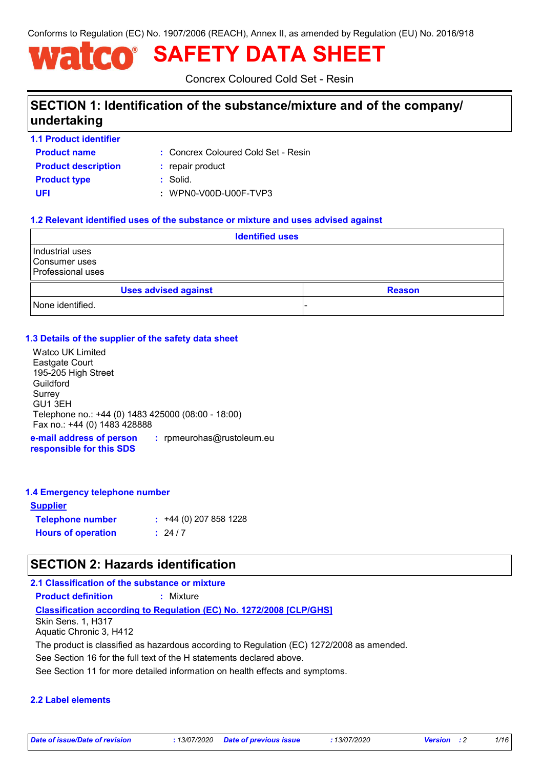Conforms to Regulation (EC) No. 1907/2006 (REACH), Annex II, as amended by Regulation (EU) No. 2016/918

# watco® SAFETY DATA SHEET

Concrex Coloured Cold Set - Resin

## SECTION 1: Identification of the substance/mixture and of the company/ undertaking

### 1.1 Product identifier

**Product name** : Concrex Coloured Cold Set - Resin

**Product description** : repair product

**Product type** : Solid.

**UFI** : WPN0-V00D-U00F-TVP3

### 1.2 Relevant identified uses of the substance or mixture and uses advised against

| Identified uses |
|---|
| Industrial uses<br>Consumer uses<br>Professional uses |

| Uses advised against | Reason |
|---|---|
| None identified. | - |

### 1.3 Details of the supplier of the safety data sheet

Watco UK Limited
Eastgate Court
195-205 High Street
Guildford
Surrey
GU1 3EH
Telephone no.: +44 (0) 1483 425000 (08:00 - 18:00)
Fax no.: +44 (0) 1483 428888

**e-mail address of person responsible for this SDS** : rpmeurohas@rustoleum.eu

### 1.4 Emergency telephone number

**Supplier**

**Telephone number** : +44 (0) 207 858 1228

**Hours of operation** : 24 / 7

## SECTION 2: Hazards identification

### 2.1 Classification of the substance or mixture

**Product definition** : Mixture

**Classification according to Regulation (EC) No. 1272/2008 [CLP/GHS]**

Skin Sens. 1, H317
Aquatic Chronic 3, H412

The product is classified as hazardous according to Regulation (EC) 1272/2008 as amended.

See Section 16 for the full text of the H statements declared above.

See Section 11 for more detailed information on health effects and symptoms.

### 2.2 Label elements

*Date of issue/Date of revision* : 13/07/2020 *Date of previous issue* : 13/07/2020 *Version* : 2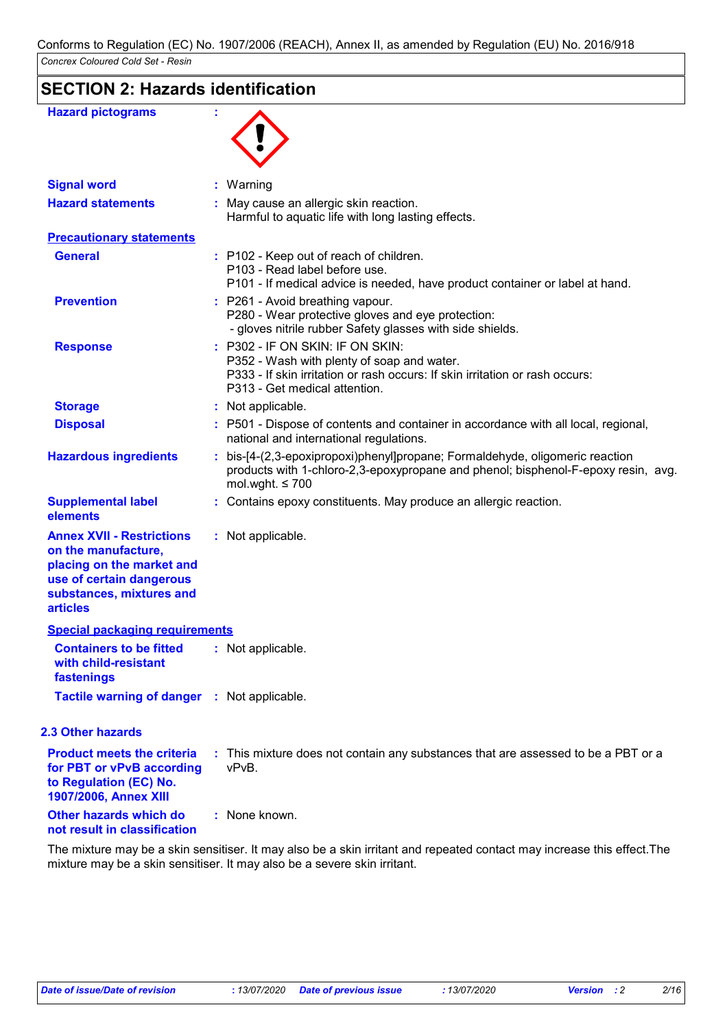Conforms to Regulation (EC) No. 1907/2006 (REACH), Annex II, as amended by Regulation (EU) No. 2016/918

*Concrex Coloured Cold Set - Resin*

## SECTION 2: Hazards identification

**Hazard pictograms** :

**Signal word** : Warning

**Hazard statements** : May cause an allergic skin reaction.
Harmful to aquatic life with long lasting effects.

**Precautionary statements**

**General** : P102 - Keep out of reach of children.
P103 - Read label before use.
P101 - If medical advice is needed, have product container or label at hand.

**Prevention** : P261 - Avoid breathing vapour.
P280 - Wear protective gloves and eye protection:
- gloves nitrile rubber Safety glasses with side shields.

**Response** : P302 - IF ON SKIN: IF ON SKIN:
P352 - Wash with plenty of soap and water.
P333 - If skin irritation or rash occurs: If skin irritation or rash occurs:
P313 - Get medical attention.

**Storage** : Not applicable.

**Disposal** : P501 - Dispose of contents and container in accordance with all local, regional, national and international regulations.

**Hazardous ingredients** : bis-[4-(2,3-epoxipropoxi)phenyl]propane; Formaldehyde, oligomeric reaction products with 1-chloro-2,3-epoxypropane and phenol; bisphenol-F-epoxy resin, avg. mol.wght. ≤ 700

**Supplemental label elements** : Contains epoxy constituents. May produce an allergic reaction.

**Annex XVII - Restrictions on the manufacture, placing on the market and use of certain dangerous substances, mixtures and articles** : Not applicable.

**Special packaging requirements**

**Containers to be fitted with child-resistant fastenings** : Not applicable.

**Tactile warning of danger** : Not applicable.

### 2.3 Other hazards

**Product meets the criteria for PBT or vPvB according to Regulation (EC) No. 1907/2006, Annex XIII** : This mixture does not contain any substances that are assessed to be a PBT or a vPvB.

**Other hazards which do not result in classification** : None known.

The mixture may be a skin sensitiser. It may also be a skin irritant and repeated contact may increase this effect.The mixture may be a skin sensitiser. It may also be a severe skin irritant.

*Date of issue/Date of revision* : 13/07/2020 *Date of previous issue* : 13/07/2020 *Version* : 2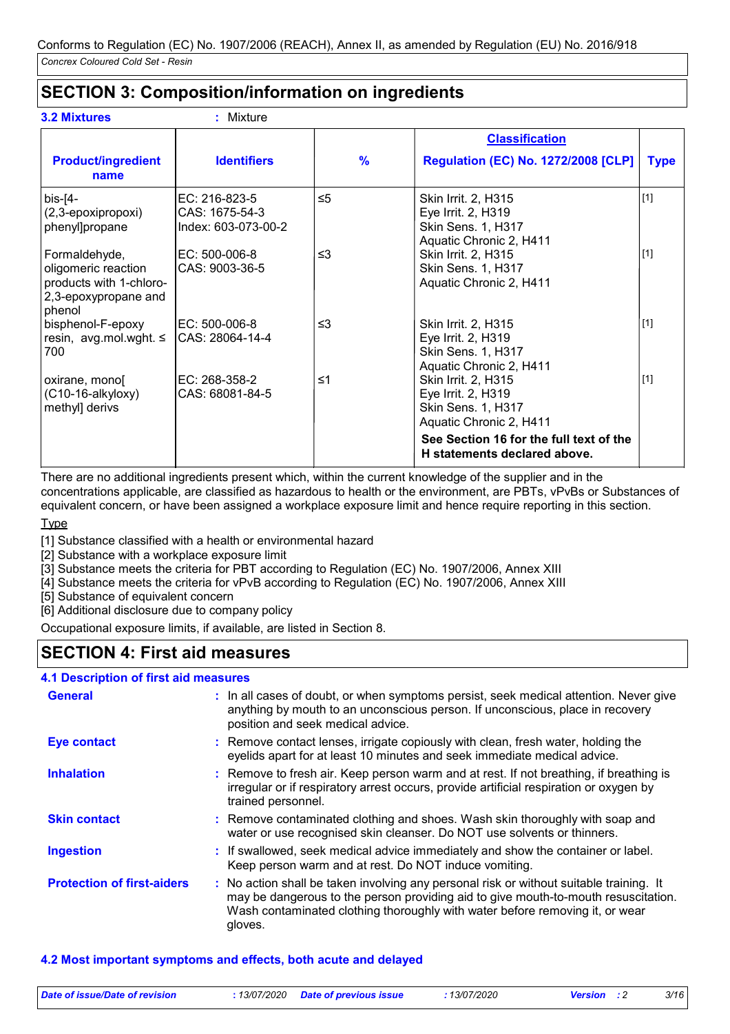Conforms to Regulation (EC) No. 1907/2006 (REACH), Annex II, as amended by Regulation (EU) No. 2016/918

*Concrex Coloured Cold Set - Resin*

## SECTION 3: Composition/information on ingredients

**3.2 Mixtures** : Mixture

| Product/ingredient name | Identifiers | % | Classification Regulation (EC) No. 1272/2008 [CLP] | Type |
|---|---|---|---|---|
| bis-[4-(2,3-epoxipropoxi) phenyl]propane | EC: 216-823-5<br>CAS: 1675-54-3<br>Index: 603-073-00-2 | ≤5 | Skin Irrit. 2, H315<br>Eye Irrit. 2, H319<br>Skin Sens. 1, H317<br>Aquatic Chronic 2, H411 | [1] |
| Formaldehyde, oligomeric reaction products with 1-chloro-2,3-epoxypropane and phenol | EC: 500-006-8<br>CAS: 9003-36-5 | ≤3 | Skin Irrit. 2, H315<br>Skin Sens. 1, H317<br>Aquatic Chronic 2, H411 | [1] |
| bisphenol-F-epoxy resin, avg.mol.wght. ≤ 700 | EC: 500-006-8<br>CAS: 28064-14-4 | ≤3 | Skin Irrit. 2, H315<br>Eye Irrit. 2, H319<br>Skin Sens. 1, H317<br>Aquatic Chronic 2, H411 | [1] |
| oxirane, mono[(C10-16-alkyloxy) methyl] derivs | EC: 268-358-2<br>CAS: 68081-84-5 | ≤1 | Skin Irrit. 2, H315<br>Eye Irrit. 2, H319<br>Skin Sens. 1, H317<br>Aquatic Chronic 2, H411 | [1] |
| | | | **See Section 16 for the full text of the H statements declared above.** | |

There are no additional ingredients present which, within the current knowledge of the supplier and in the concentrations applicable, are classified as hazardous to health or the environment, are PBTs, vPvBs or Substances of equivalent concern, or have been assigned a workplace exposure limit and hence require reporting in this section.

Type

[1] Substance classified with a health or environmental hazard
[2] Substance with a workplace exposure limit
[3] Substance meets the criteria for PBT according to Regulation (EC) No. 1907/2006, Annex XIII
[4] Substance meets the criteria for vPvB according to Regulation (EC) No. 1907/2006, Annex XIII
[5] Substance of equivalent concern
[6] Additional disclosure due to company policy

Occupational exposure limits, if available, are listed in Section 8.

## SECTION 4: First aid measures

### 4.1 Description of first aid measures

**General** : In all cases of doubt, or when symptoms persist, seek medical attention. Never give anything by mouth to an unconscious person. If unconscious, place in recovery position and seek medical advice.

**Eye contact** : Remove contact lenses, irrigate copiously with clean, fresh water, holding the eyelids apart for at least 10 minutes and seek immediate medical advice.

**Inhalation** : Remove to fresh air. Keep person warm and at rest. If not breathing, if breathing is irregular or if respiratory arrest occurs, provide artificial respiration or oxygen by trained personnel.

**Skin contact** : Remove contaminated clothing and shoes. Wash skin thoroughly with soap and water or use recognised skin cleanser. Do NOT use solvents or thinners.

**Ingestion** : If swallowed, seek medical advice immediately and show the container or label. Keep person warm and at rest. Do NOT induce vomiting.

**Protection of first-aiders** : No action shall be taken involving any personal risk or without suitable training. It may be dangerous to the person providing aid to give mouth-to-mouth resuscitation. Wash contaminated clothing thoroughly with water before removing it, or wear gloves.

### 4.2 Most important symptoms and effects, both acute and delayed

*Date of issue/Date of revision* : 13/07/2020 *Date of previous issue* : 13/07/2020 *Version* : 2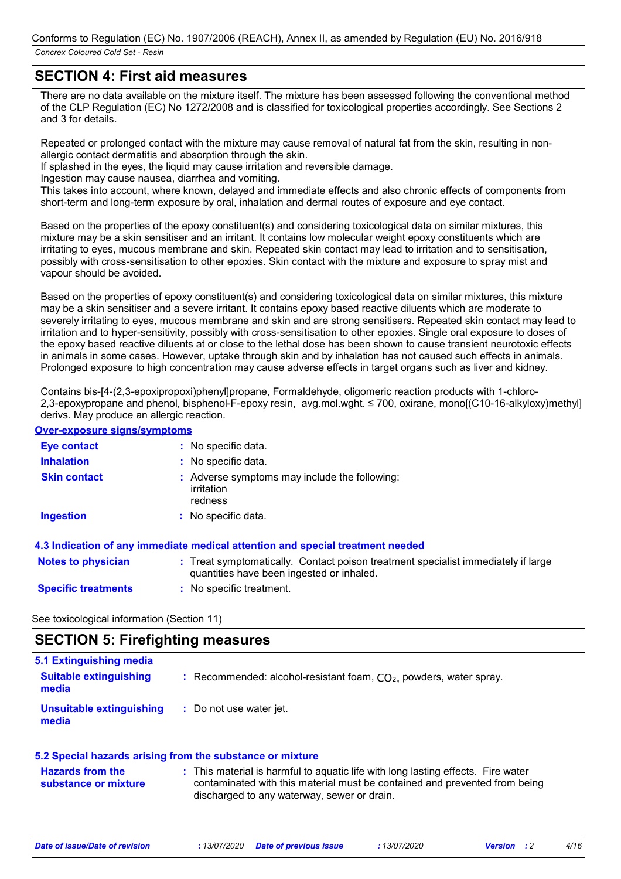## SECTION 4: First aid measures

There are no data available on the mixture itself. The mixture has been assessed following the conventional method of the CLP Regulation (EC) No 1272/2008 and is classified for toxicological properties accordingly. See Sections 2 and 3 for details.

Repeated or prolonged contact with the mixture may cause removal of natural fat from the skin, resulting in non-allergic contact dermatitis and absorption through the skin.
If splashed in the eyes, the liquid may cause irritation and reversible damage.
Ingestion may cause nausea, diarrhea and vomiting.
This takes into account, where known, delayed and immediate effects and also chronic effects of components from short-term and long-term exposure by oral, inhalation and dermal routes of exposure and eye contact.

Based on the properties of the epoxy constituent(s) and considering toxicological data on similar mixtures, this mixture may be a skin sensitiser and an irritant. It contains low molecular weight epoxy constituents which are irritating to eyes, mucous membrane and skin. Repeated skin contact may lead to irritation and to sensitisation, possibly with cross-sensitisation to other epoxies. Skin contact with the mixture and exposure to spray mist and vapour should be avoided.

Based on the properties of epoxy constituent(s) and considering toxicological data on similar mixtures, this mixture may be a skin sensitiser and a severe irritant. It contains epoxy based reactive diluents which are moderate to severely irritating to eyes, mucous membrane and skin and are strong sensitisers. Repeated skin contact may lead to irritation and to hyper-sensitivity, possibly with cross-sensitisation to other epoxies. Single oral exposure to doses of the epoxy based reactive diluents at or close to the lethal dose has been shown to cause transient neurotoxic effects in animals in some cases. However, uptake through skin and by inhalation has not caused such effects in animals. Prolonged exposure to high concentration may cause adverse effects in target organs such as liver and kidney.

Contains bis-[4-(2,3-epoxipropoxi)phenyl]propane, Formaldehyde, oligomeric reaction products with 1-chloro-2,3-epoxypropane and phenol, bisphenol-F-epoxy resin, avg.mol.wght. ≤ 700, oxirane, mono[(C10-16-alkyloxy)methyl] derivs. May produce an allergic reaction.

**Over-exposure signs/symptoms**

**Eye contact** : No specific data.

**Inhalation** : No specific data.

**Skin contact** : Adverse symptoms may include the following:
irritation
redness

**Ingestion** : No specific data.

### 4.3 Indication of any immediate medical attention and special treatment needed

**Notes to physician** : Treat symptomatically. Contact poison treatment specialist immediately if large quantities have been ingested or inhaled.

**Specific treatments** : No specific treatment.

See toxicological information (Section 11)

## SECTION 5: Firefighting measures

### 5.1 Extinguishing media

**Suitable extinguishing media** : Recommended: alcohol-resistant foam, $CO_2$, powders, water spray.

**Unsuitable extinguishing media** : Do not use water jet.

### 5.2 Special hazards arising from the substance or mixture

**Hazards from the substance or mixture** : This material is harmful to aquatic life with long lasting effects. Fire water contaminated with this material must be contained and prevented from being discharged to any waterway, sewer or drain.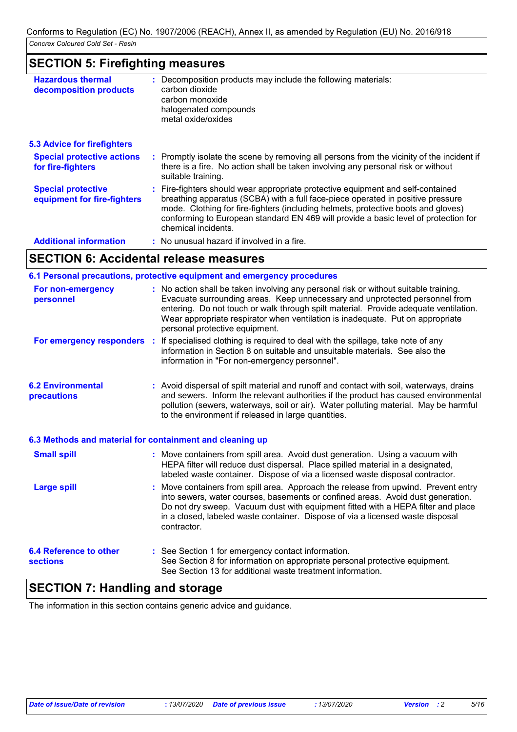## SECTION 5: Firefighting measures

**Hazardous thermal decomposition products** : Decomposition products may include the following materials:
carbon dioxide
carbon monoxide
halogenated compounds
metal oxide/oxides

### 5.3 Advice for firefighters

**Special protective actions for fire-fighters** : Promptly isolate the scene by removing all persons from the vicinity of the incident if there is a fire. No action shall be taken involving any personal risk or without suitable training.

**Special protective equipment for fire-fighters** : Fire-fighters should wear appropriate protective equipment and self-contained breathing apparatus (SCBA) with a full face-piece operated in positive pressure mode. Clothing for fire-fighters (including helmets, protective boots and gloves) conforming to European standard EN 469 will provide a basic level of protection for chemical incidents.

**Additional information** : No unusual hazard if involved in a fire.

## SECTION 6: Accidental release measures

### 6.1 Personal precautions, protective equipment and emergency procedures

**For non-emergency personnel** : No action shall be taken involving any personal risk or without suitable training. Evacuate surrounding areas. Keep unnecessary and unprotected personnel from entering. Do not touch or walk through spilt material. Provide adequate ventilation. Wear appropriate respirator when ventilation is inadequate. Put on appropriate personal protective equipment.

**For emergency responders** : If specialised clothing is required to deal with the spillage, take note of any information in Section 8 on suitable and unsuitable materials. See also the information in "For non-emergency personnel".

### 6.2 Environmental precautions

: Avoid dispersal of spilt material and runoff and contact with soil, waterways, drains and sewers. Inform the relevant authorities if the product has caused environmental pollution (sewers, waterways, soil or air). Water polluting material. May be harmful to the environment if released in large quantities.

### 6.3 Methods and material for containment and cleaning up

**Small spill** : Move containers from spill area. Avoid dust generation. Using a vacuum with HEPA filter will reduce dust dispersal. Place spilled material in a designated, labeled waste container. Dispose of via a licensed waste disposal contractor.

**Large spill** : Move containers from spill area. Approach the release from upwind. Prevent entry into sewers, water courses, basements or confined areas. Avoid dust generation. Do not dry sweep. Vacuum dust with equipment fitted with a HEPA filter and place in a closed, labeled waste container. Dispose of via a licensed waste disposal contractor.

### 6.4 Reference to other sections

: See Section 1 for emergency contact information.
See Section 8 for information on appropriate personal protective equipment.
See Section 13 for additional waste treatment information.

## SECTION 7: Handling and storage

The information in this section contains generic advice and guidance.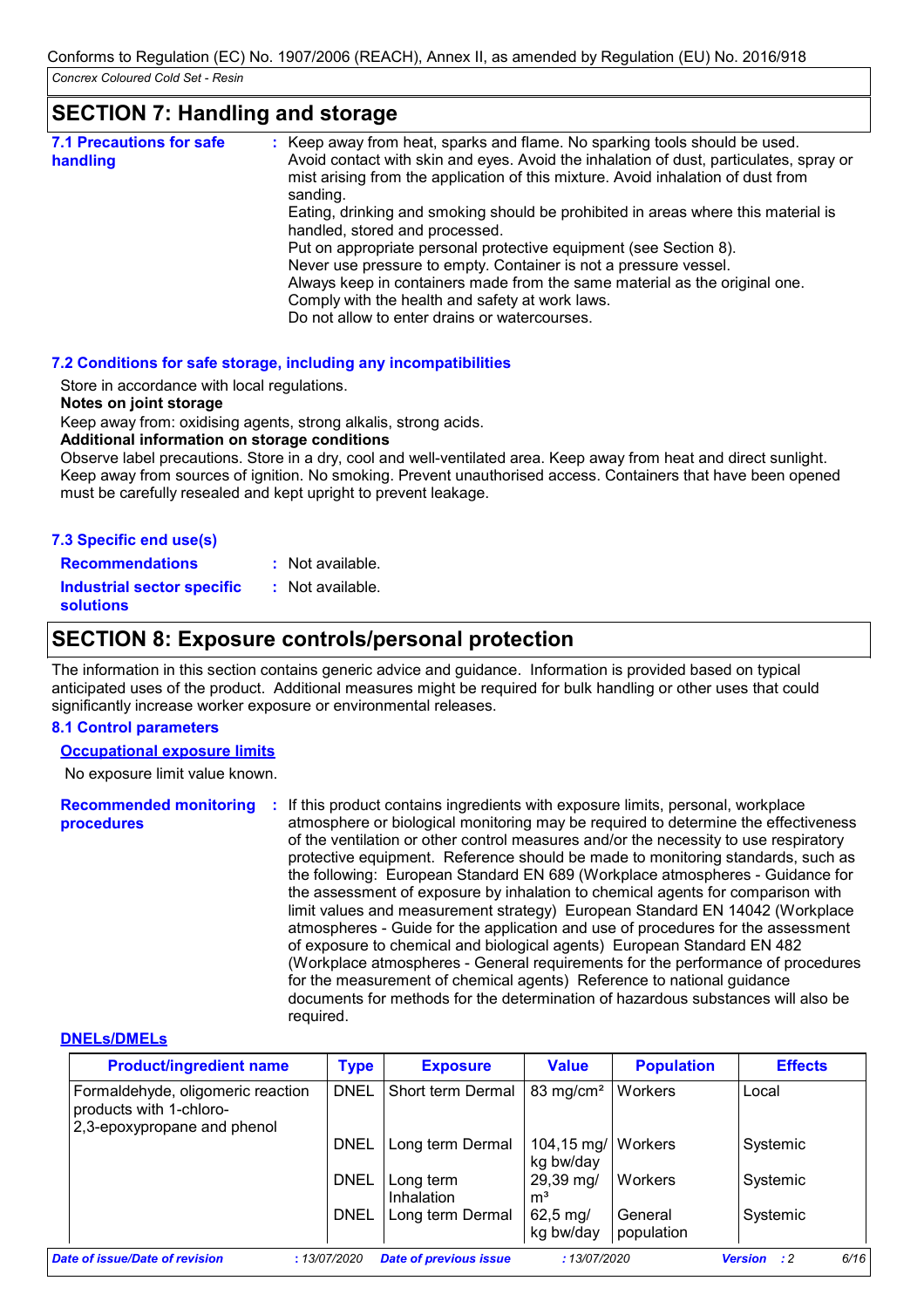## SECTION 7: Handling and storage

**7.1 Precautions for safe handling** : Keep away from heat, sparks and flame. No sparking tools should be used. Avoid contact with skin and eyes. Avoid the inhalation of dust, particulates, spray or mist arising from the application of this mixture. Avoid inhalation of dust from sanding.
Eating, drinking and smoking should be prohibited in areas where this material is handled, stored and processed.
Put on appropriate personal protective equipment (see Section 8).
Never use pressure to empty. Container is not a pressure vessel.
Always keep in containers made from the same material as the original one.
Comply with the health and safety at work laws.
Do not allow to enter drains or watercourses.

**7.2 Conditions for safe storage, including any incompatibilities**

Store in accordance with local regulations.

**Notes on joint storage**

Keep away from: oxidising agents, strong alkalis, strong acids.

**Additional information on storage conditions**

Observe label precautions. Store in a dry, cool and well-ventilated area. Keep away from heat and direct sunlight. Keep away from sources of ignition. No smoking. Prevent unauthorised access. Containers that have been opened must be carefully resealed and kept upright to prevent leakage.

**7.3 Specific end use(s)**

**Recommendations** : Not available.

**Industrial sector specific solutions** : Not available.

## SECTION 8: Exposure controls/personal protection

The information in this section contains generic advice and guidance. Information is provided based on typical anticipated uses of the product. Additional measures might be required for bulk handling or other uses that could significantly increase worker exposure or environmental releases.

**8.1 Control parameters**

**Occupational exposure limits**

No exposure limit value known.

**Recommended monitoring procedures** : If this product contains ingredients with exposure limits, personal, workplace atmosphere or biological monitoring may be required to determine the effectiveness of the ventilation or other control measures and/or the necessity to use respiratory protective equipment. Reference should be made to monitoring standards, such as the following: European Standard EN 689 (Workplace atmospheres - Guidance for the assessment of exposure by inhalation to chemical agents for comparison with limit values and measurement strategy) European Standard EN 14042 (Workplace atmospheres - Guide for the application and use of procedures for the assessment of exposure to chemical and biological agents) European Standard EN 482 (Workplace atmospheres - General requirements for the performance of procedures for the measurement of chemical agents) Reference to national guidance documents for methods for the determination of hazardous substances will also be required.

**DNELs/DMELs**

| Product/ingredient name | Type | Exposure | Value | Population | Effects |
|---|---|---|---|---|---|
| Formaldehyde, oligomeric reaction products with 1-chloro-2,3-epoxypropane and phenol | DNEL | Short term Dermal | 83 mg/cm² | Workers | Local |
| | DNEL | Long term Dermal | 104,15 mg/kg bw/day | Workers | Systemic |
| | DNEL | Long term Inhalation | 29,39 mg/m³ | Workers | Systemic |
| | DNEL | Long term Dermal | 62,5 mg/kg bw/day | General population | Systemic |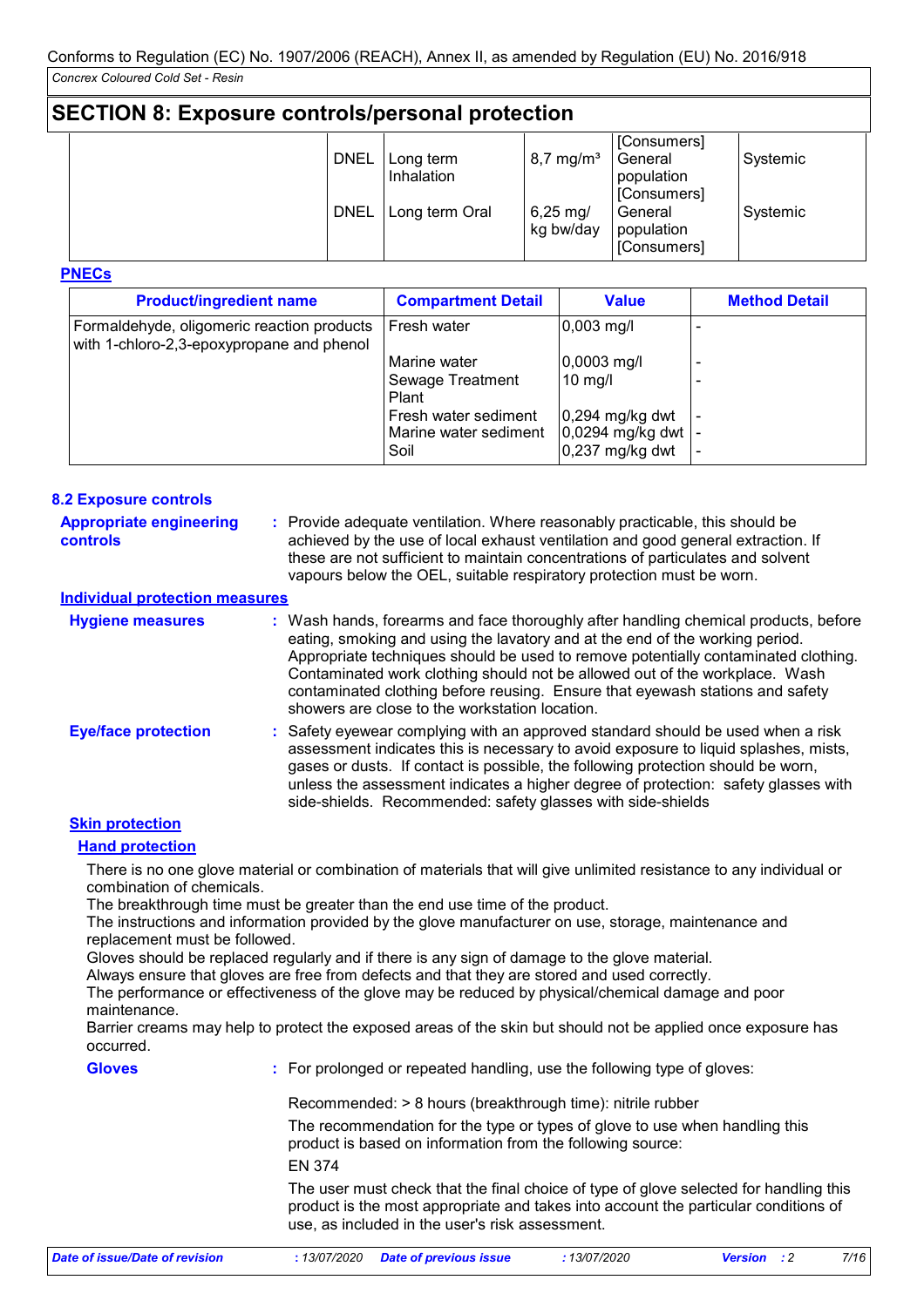Conforms to Regulation (EC) No. 1907/2006 (REACH), Annex II, as amended by Regulation (EU) No. 2016/918

*Concrex Coloured Cold Set - Resin*

## SECTION 8: Exposure controls/personal protection

| | | | | | |
|---|---|---|---|---|---|
| | DNEL | Long term Inhalation | 8,7 mg/m³ | [Consumers] General population [Consumers] | Systemic |
| | DNEL | Long term Oral | 6,25 mg/kg bw/day | General population [Consumers] | Systemic |

**PNECs**

| Product/ingredient name | Compartment Detail | Value | Method Detail |
|---|---|---|---|
| Formaldehyde, oligomeric reaction products with 1-chloro-2,3-epoxypropane and phenol | Fresh water | 0,003 mg/l | - |
| | Marine water | 0,0003 mg/l | - |
| | Sewage Treatment Plant | 10 mg/l | - |
| | Fresh water sediment | 0,294 mg/kg dwt | - |
| | Marine water sediment | 0,0294 mg/kg dwt | - |
| | Soil | 0,237 mg/kg dwt | - |

### 8.2 Exposure controls

**Appropriate engineering controls** : Provide adequate ventilation. Where reasonably practicable, this should be achieved by the use of local exhaust ventilation and good general extraction. If these are not sufficient to maintain concentrations of particulates and solvent vapours below the OEL, suitable respiratory protection must be worn.

**Individual protection measures**

**Hygiene measures** : Wash hands, forearms and face thoroughly after handling chemical products, before eating, smoking and using the lavatory and at the end of the working period. Appropriate techniques should be used to remove potentially contaminated clothing. Contaminated work clothing should not be allowed out of the workplace. Wash contaminated clothing before reusing. Ensure that eyewash stations and safety showers are close to the workstation location.

**Eye/face protection** : Safety eyewear complying with an approved standard should be used when a risk assessment indicates this is necessary to avoid exposure to liquid splashes, mists, gases or dusts. If contact is possible, the following protection should be worn, unless the assessment indicates a higher degree of protection: safety glasses with side-shields. Recommended: safety glasses with side-shields

**Skin protection**

**Hand protection**

There is no one glove material or combination of materials that will give unlimited resistance to any individual or combination of chemicals.
The breakthrough time must be greater than the end use time of the product.
The instructions and information provided by the glove manufacturer on use, storage, maintenance and replacement must be followed.
Gloves should be replaced regularly and if there is any sign of damage to the glove material.
Always ensure that gloves are free from defects and that they are stored and used correctly.
The performance or effectiveness of the glove may be reduced by physical/chemical damage and poor maintenance.
Barrier creams may help to protect the exposed areas of the skin but should not be applied once exposure has occurred.

**Gloves** : For prolonged or repeated handling, use the following type of gloves:

Recommended: > 8 hours (breakthrough time): nitrile rubber

The recommendation for the type or types of glove to use when handling this product is based on information from the following source:

EN 374

The user must check that the final choice of type of glove selected for handling this product is the most appropriate and takes into account the particular conditions of use, as included in the user's risk assessment.

*Date of issue/Date of revision : 13/07/2020 Date of previous issue : 13/07/2020 Version : 2*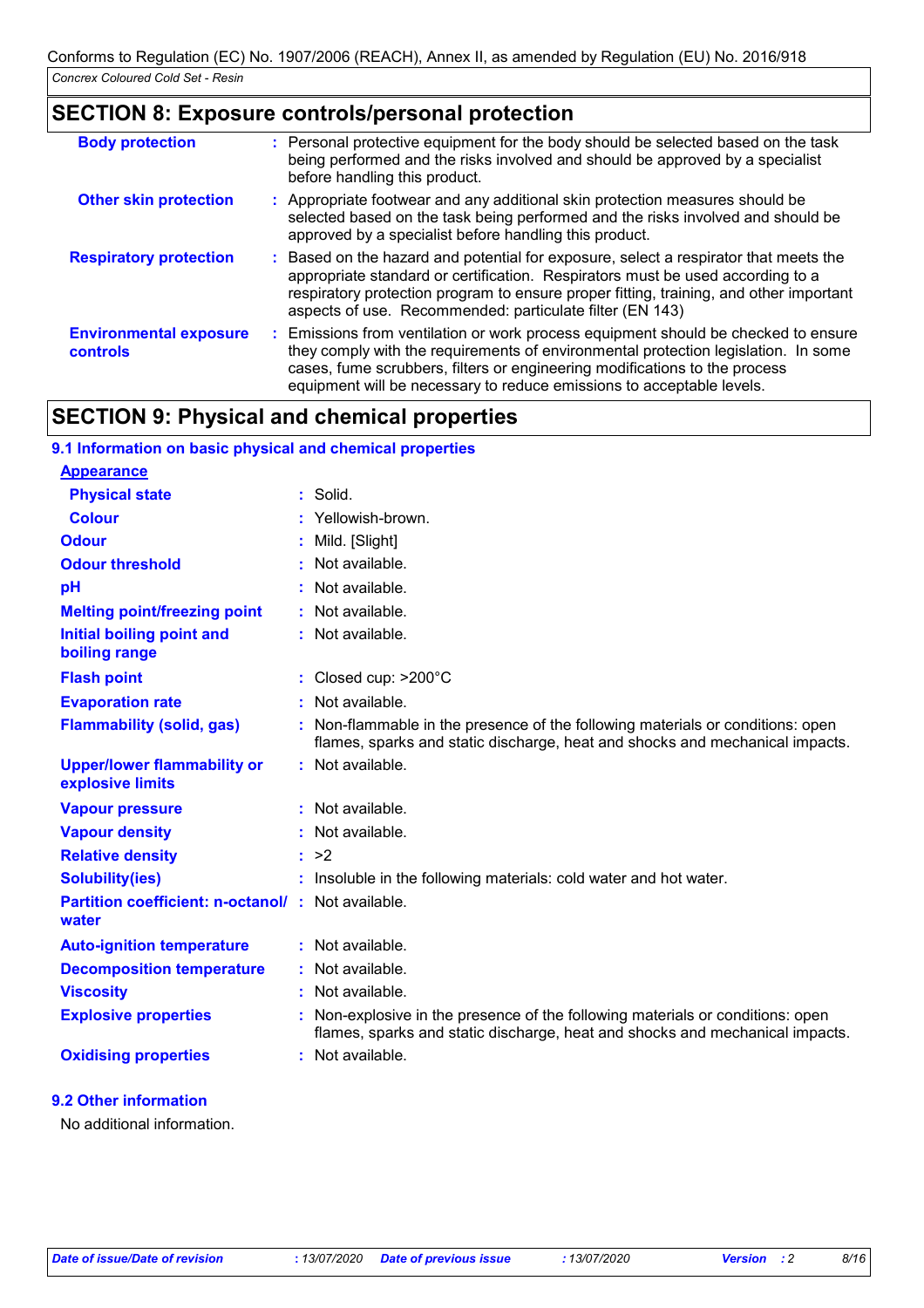## SECTION 8: Exposure controls/personal protection

| | |
|---|---|
| **Body protection** | : Personal protective equipment for the body should be selected based on the task being performed and the risks involved and should be approved by a specialist before handling this product. |
| **Other skin protection** | : Appropriate footwear and any additional skin protection measures should be selected based on the task being performed and the risks involved and should be approved by a specialist before handling this product. |
| **Respiratory protection** | : Based on the hazard and potential for exposure, select a respirator that meets the appropriate standard or certification. Respirators must be used according to a respiratory protection program to ensure proper fitting, training, and other important aspects of use. Recommended: particulate filter (EN 143) |
| **Environmental exposure controls** | : Emissions from ventilation or work process equipment should be checked to ensure they comply with the requirements of environmental protection legislation. In some cases, fume scrubbers, filters or engineering modifications to the process equipment will be necessary to reduce emissions to acceptable levels. |

## SECTION 9: Physical and chemical properties

### 9.1 Information on basic physical and chemical properties

**Appearance**

| | |
|---|---|
| **Physical state** | : Solid. |
| **Colour** | : Yellowish-brown. |
| **Odour** | : Mild. [Slight] |
| **Odour threshold** | : Not available. |
| **pH** | : Not available. |
| **Melting point/freezing point** | : Not available. |
| **Initial boiling point and boiling range** | : Not available. |
| **Flash point** | : Closed cup: >200°C |
| **Evaporation rate** | : Not available. |
| **Flammability (solid, gas)** | : Non-flammable in the presence of the following materials or conditions: open flames, sparks and static discharge, heat and shocks and mechanical impacts. |
| **Upper/lower flammability or explosive limits** | : Not available. |
| **Vapour pressure** | : Not available. |
| **Vapour density** | : Not available. |
| **Relative density** | : >2 |
| **Solubility(ies)** | : Insoluble in the following materials: cold water and hot water. |
| **Partition coefficient: n-octanol/ water** | : Not available. |
| **Auto-ignition temperature** | : Not available. |
| **Decomposition temperature** | : Not available. |
| **Viscosity** | : Not available. |
| **Explosive properties** | : Non-explosive in the presence of the following materials or conditions: open flames, sparks and static discharge, heat and shocks and mechanical impacts. |
| **Oxidising properties** | : Not available. |

### 9.2 Other information

No additional information.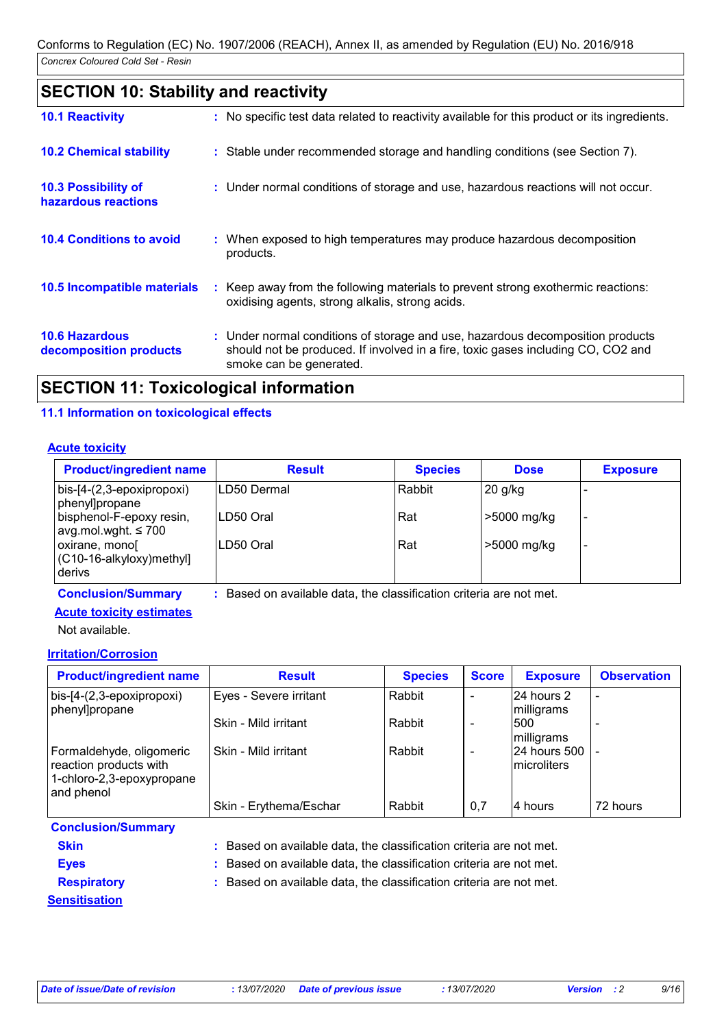## SECTION 10: Stability and reactivity

**10.1 Reactivity** : No specific test data related to reactivity available for this product or its ingredients.

**10.2 Chemical stability** : Stable under recommended storage and handling conditions (see Section 7).

**10.3 Possibility of hazardous reactions** : Under normal conditions of storage and use, hazardous reactions will not occur.

**10.4 Conditions to avoid** : When exposed to high temperatures may produce hazardous decomposition products.

**10.5 Incompatible materials** : Keep away from the following materials to prevent strong exothermic reactions: oxidising agents, strong alkalis, strong acids.

**10.6 Hazardous decomposition products** : Under normal conditions of storage and use, hazardous decomposition products should not be produced. If involved in a fire, toxic gases including CO, CO2 and smoke can be generated.

## SECTION 11: Toxicological information

### 11.1 Information on toxicological effects

**Acute toxicity**

| Product/ingredient name | Result | Species | Dose | Exposure |
|---|---|---|---|---|
| bis-[4-(2,3-epoxipropoxi) phenyl]propane | LD50 Dermal | Rabbit | 20 g/kg | - |
| bisphenol-F-epoxy resin, avg.mol.wght. ≤ 700 | LD50 Oral | Rat | >5000 mg/kg | - |
| oxirane, mono[(C10-16-alkyloxy)methyl] derivs | LD50 Oral | Rat | >5000 mg/kg | - |

**Conclusion/Summary** : Based on available data, the classification criteria are not met.

**Acute toxicity estimates**

Not available.

**Irritation/Corrosion**

| Product/ingredient name | Result | Species | Score | Exposure | Observation |
|---|---|---|---|---|---|
| bis-[4-(2,3-epoxipropoxi) phenyl]propane | Eyes - Severe irritant | Rabbit | - | 24 hours 2 milligrams | - |
| | Skin - Mild irritant | Rabbit | - | 500 milligrams | - |
| Formaldehyde, oligomeric reaction products with 1-chloro-2,3-epoxypropane and phenol | Skin - Mild irritant | Rabbit | - | 24 hours 500 microliters | - |
| | Skin - Erythema/Eschar | Rabbit | 0,7 | 4 hours | 72 hours |

**Conclusion/Summary**

**Skin** : Based on available data, the classification criteria are not met.

**Eyes** : Based on available data, the classification criteria are not met.

**Respiratory** : Based on available data, the classification criteria are not met.

**Sensitisation**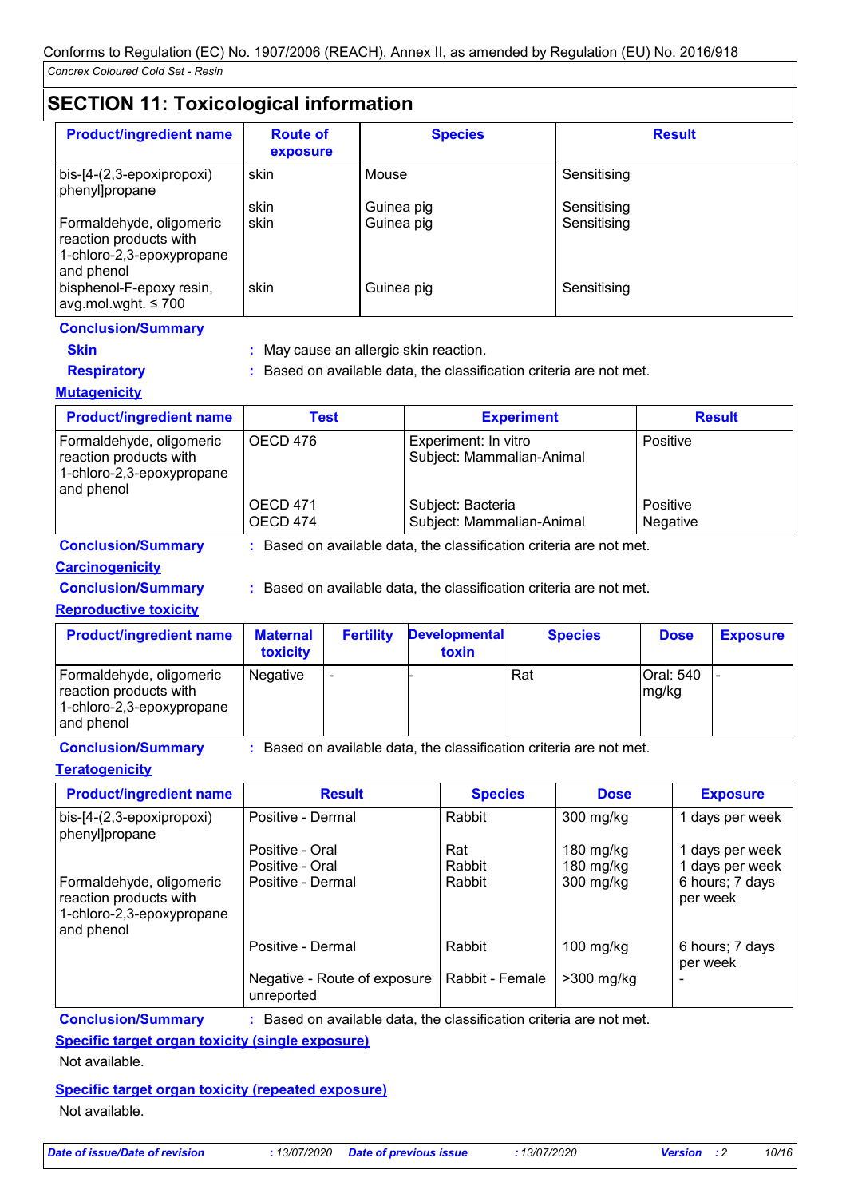Conforms to Regulation (EC) No. 1907/2006 (REACH), Annex II, as amended by Regulation (EU) No. 2016/918

*Concrex Coloured Cold Set - Resin*

## SECTION 11: Toxicological information

| Product/ingredient name | Route of exposure | Species | Result |
|---|---|---|---|
| bis-[4-(2,3-epoxipropoxi) phenyl]propane | skin | Mouse | Sensitising |
| | skin | Guinea pig | Sensitising |
| Formaldehyde, oligomeric reaction products with 1-chloro-2,3-epoxypropane and phenol | skin | Guinea pig | Sensitising |
| bisphenol-F-epoxy resin, avg.mol.wght. ≤ 700 | skin | Guinea pig | Sensitising |

**Conclusion/Summary**

**Skin** : May cause an allergic skin reaction.

**Respiratory** : Based on available data, the classification criteria are not met.

**Mutagenicity**

| Product/ingredient name | Test | Experiment | Result |
|---|---|---|---|
| Formaldehyde, oligomeric reaction products with 1-chloro-2,3-epoxypropane and phenol | OECD 476 | Experiment: In vitro Subject: Mammalian-Animal | Positive |
| | OECD 471 | Subject: Bacteria | Positive |
| | OECD 474 | Subject: Mammalian-Animal | Negative |

**Conclusion/Summary** : Based on available data, the classification criteria are not met.

**Carcinogenicity**

**Conclusion/Summary** : Based on available data, the classification criteria are not met.

**Reproductive toxicity**

| Product/ingredient name | Maternal toxicity | Fertility | Developmental toxin | Species | Dose | Exposure |
|---|---|---|---|---|---|---|
| Formaldehyde, oligomeric reaction products with 1-chloro-2,3-epoxypropane and phenol | Negative | - | - | Rat | Oral: 540 mg/kg | - |

**Conclusion/Summary** : Based on available data, the classification criteria are not met.

**Teratogenicity**

| Product/ingredient name | Result | Species | Dose | Exposure |
|---|---|---|---|---|
| bis-[4-(2,3-epoxipropoxi) phenyl]propane | Positive - Dermal | Rabbit | 300 mg/kg | 1 days per week |
| | Positive - Oral | Rat | 180 mg/kg | 1 days per week |
| | Positive - Oral | Rabbit | 180 mg/kg | 1 days per week |
| Formaldehyde, oligomeric reaction products with 1-chloro-2,3-epoxypropane and phenol | Positive - Dermal | Rabbit | 300 mg/kg | 6 hours; 7 days per week |
| | Positive - Dermal | Rabbit | 100 mg/kg | 6 hours; 7 days per week |
| | Negative - Route of exposure unreported | Rabbit - Female | >300 mg/kg | - |

**Conclusion/Summary** : Based on available data, the classification criteria are not met.

**Specific target organ toxicity (single exposure)**

Not available.

**Specific target organ toxicity (repeated exposure)**

Not available.

*Date of issue/Date of revision* : 13/07/2020 *Date of previous issue* : 13/07/2020 *Version* : 2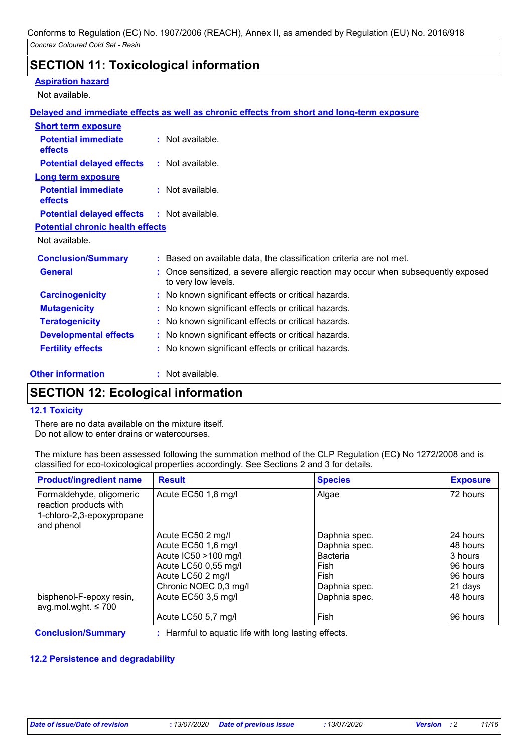Conforms to Regulation (EC) No. 1907/2006 (REACH), Annex II, as amended by Regulation (EU) No. 2016/918

*Concrex Coloured Cold Set - Resin*

## SECTION 11: Toxicological information

**Aspiration hazard**

Not available.

**Delayed and immediate effects as well as chronic effects from short and long-term exposure**

**Short term exposure**

**Potential immediate effects** : Not available.

**Potential delayed effects** : Not available.

**Long term exposure**

**Potential immediate effects** : Not available.

**Potential delayed effects** : Not available.

**Potential chronic health effects**

Not available.

**Conclusion/Summary** : Based on available data, the classification criteria are not met.

**General** : Once sensitized, a severe allergic reaction may occur when subsequently exposed to very low levels.

**Carcinogenicity** : No known significant effects or critical hazards.

**Mutagenicity** : No known significant effects or critical hazards.

**Teratogenicity** : No known significant effects or critical hazards.

**Developmental effects** : No known significant effects or critical hazards.

**Fertility effects** : No known significant effects or critical hazards.

**Other information** : Not available.

## SECTION 12: Ecological information

### 12.1 Toxicity

There are no data available on the mixture itself.
Do not allow to enter drains or watercourses.

The mixture has been assessed following the summation method of the CLP Regulation (EC) No 1272/2008 and is classified for eco-toxicological properties accordingly. See Sections 2 and 3 for details.

| Product/ingredient name | Result | Species | Exposure |
|---|---|---|---|
| Formaldehyde, oligomeric reaction products with 1-chloro-2,3-epoxypropane and phenol | Acute EC50 1,8 mg/l | Algae | 72 hours |
| | Acute EC50 2 mg/l | Daphnia spec. | 24 hours |
| | Acute EC50 1,6 mg/l | Daphnia spec. | 48 hours |
| | Acute IC50 >100 mg/l | Bacteria | 3 hours |
| | Acute LC50 0,55 mg/l | Fish | 96 hours |
| | Acute LC50 2 mg/l | Fish | 96 hours |
| | Chronic NOEC 0,3 mg/l | Daphnia spec. | 21 days |
| bisphenol-F-epoxy resin, avg.mol.wght. ≤ 700 | Acute EC50 3,5 mg/l | Daphnia spec. | 48 hours |
| | Acute LC50 5,7 mg/l | Fish | 96 hours |

**Conclusion/Summary** : Harmful to aquatic life with long lasting effects.

### 12.2 Persistence and degradability

| Date of issue/Date of revision | : 13/07/2020 | Date of previous issue | : 13/07/2020 | Version | : 2 |
|---|---|---|---|---|---|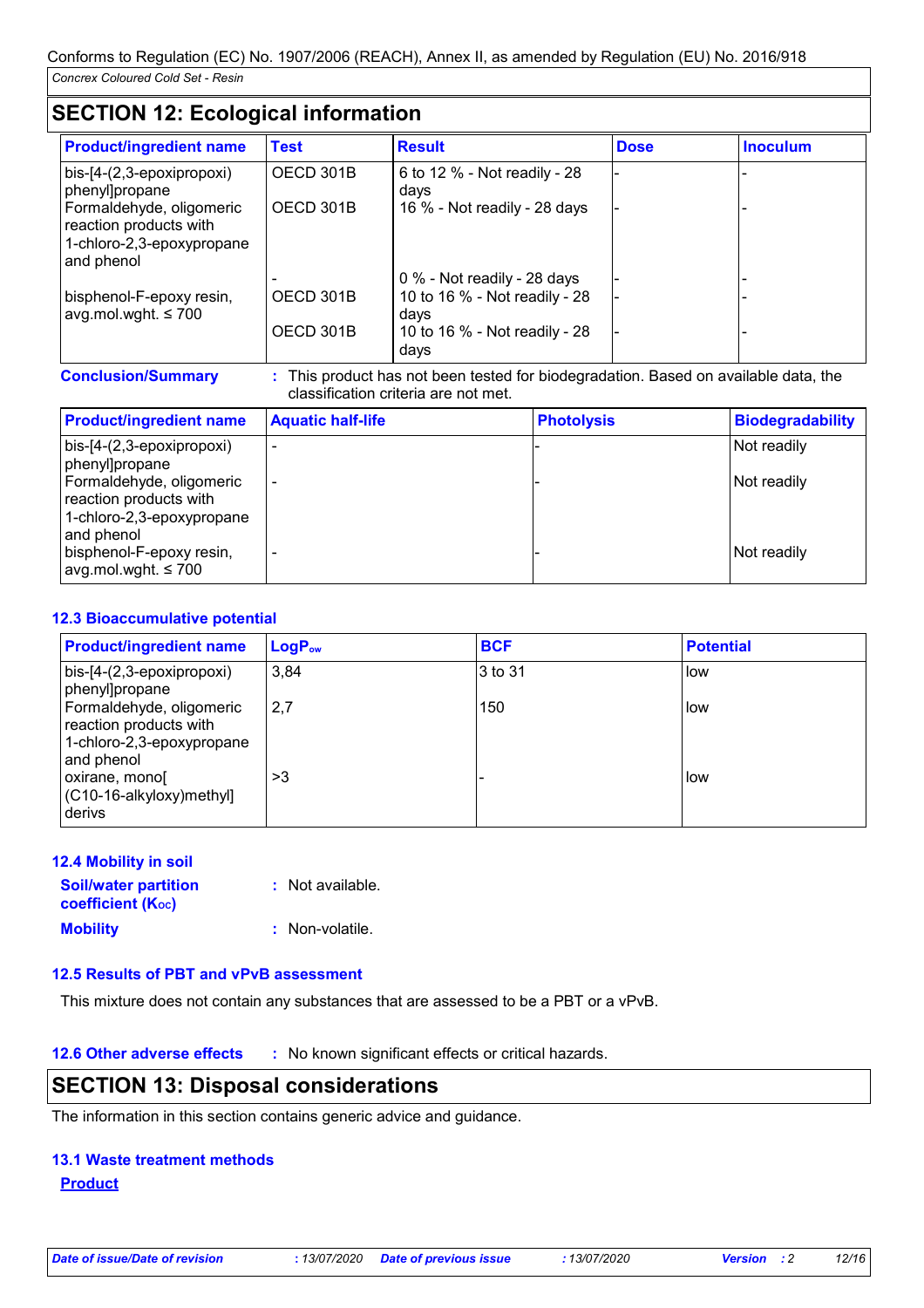Conforms to Regulation (EC) No. 1907/2006 (REACH), Annex II, as amended by Regulation (EU) No. 2016/918

*Concrex Coloured Cold Set - Resin*

## SECTION 12: Ecological information

| Product/ingredient name | Test | Result | Dose | Inoculum |
|---|---|---|---|---|
| bis-[4-(2,3-epoxipropoxi) phenyl]propane | OECD 301B | 6 to 12 % - Not readily - 28 days | - | - |
| Formaldehyde, oligomeric reaction products with 1-chloro-2,3-epoxypropane and phenol | OECD 301B | 16 % - Not readily - 28 days | - | - |
| | - | 0 % - Not readily - 28 days | - | - |
| bisphenol-F-epoxy resin, avg.mol.wght. ≤ 700 | OECD 301B | 10 to 16 % - Not readily - 28 days | - | - |
| | OECD 301B | 10 to 16 % - Not readily - 28 days | - | - |

**Conclusion/Summary** : This product has not been tested for biodegradation. Based on available data, the classification criteria are not met.

| Product/ingredient name | Aquatic half-life | Photolysis | Biodegradability |
|---|---|---|---|
| bis-[4-(2,3-epoxipropoxi) phenyl]propane | - | - | Not readily |
| Formaldehyde, oligomeric reaction products with 1-chloro-2,3-epoxypropane and phenol | - | - | Not readily |
| bisphenol-F-epoxy resin, avg.mol.wght. ≤ 700 | - | - | Not readily |

### 12.3 Bioaccumulative potential

| Product/ingredient name | $LogP_{ow}$ | BCF | Potential |
|---|---|---|---|
| bis-[4-(2,3-epoxipropoxi) phenyl]propane | 3,84 | 3 to 31 | low |
| Formaldehyde, oligomeric reaction products with 1-chloro-2,3-epoxypropane and phenol | 2,7 | 150 | low |
| oxirane, mono[ (C10-16-alkyloxy)methyl] derivs | >3 | - | low |

### 12.4 Mobility in soil

**Soil/water partition coefficient ($K_{OC}$)** : Not available.

**Mobility** : Non-volatile.

### 12.5 Results of PBT and vPvB assessment

This mixture does not contain any substances that are assessed to be a PBT or a vPvB.

### 12.6 Other adverse effects

: No known significant effects or critical hazards.

## SECTION 13: Disposal considerations

The information in this section contains generic advice and guidance.

### 13.1 Waste treatment methods

**Product**

*Date of issue/Date of revision* : 13/07/2020 *Date of previous issue* : 13/07/2020 *Version* : 2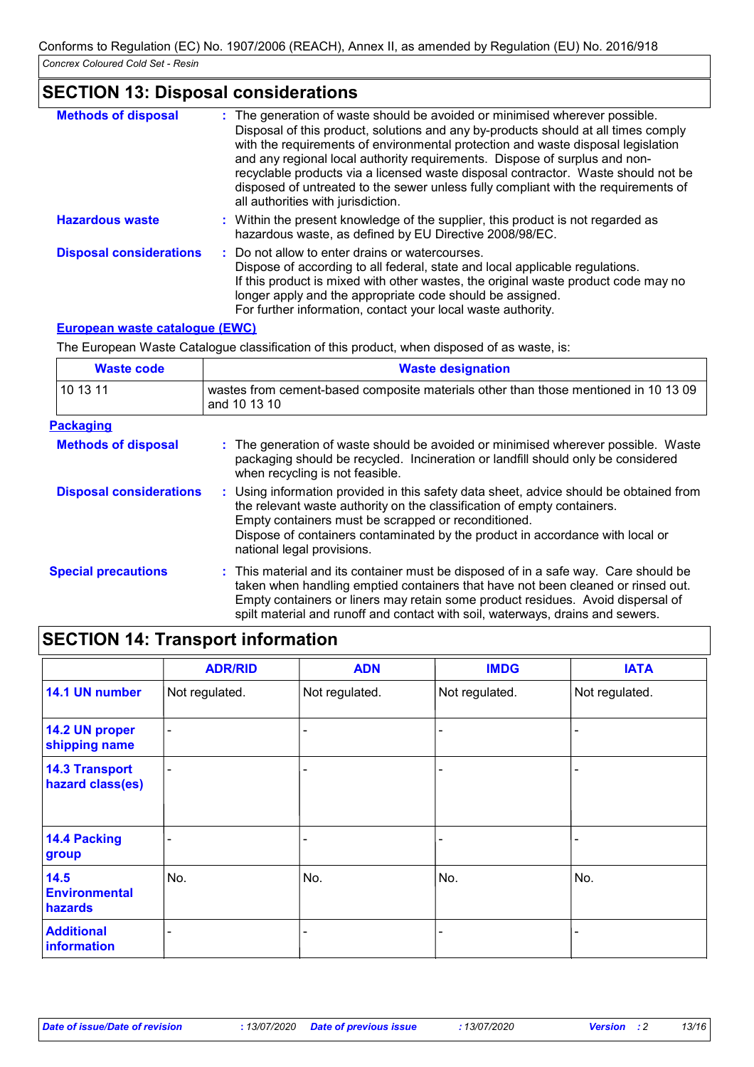## SECTION 13: Disposal considerations

**Methods of disposal** : The generation of waste should be avoided or minimised wherever possible. Disposal of this product, solutions and any by-products should at all times comply with the requirements of environmental protection and waste disposal legislation and any regional local authority requirements. Dispose of surplus and non-recyclable products via a licensed waste disposal contractor. Waste should not be disposed of untreated to the sewer unless fully compliant with the requirements of all authorities with jurisdiction.

**Hazardous waste** : Within the present knowledge of the supplier, this product is not regarded as hazardous waste, as defined by EU Directive 2008/98/EC.

**Disposal considerations** : Do not allow to enter drains or watercourses.
Dispose of according to all federal, state and local applicable regulations.
If this product is mixed with other wastes, the original waste product code may no longer apply and the appropriate code should be assigned.
For further information, contact your local waste authority.

### European waste catalogue (EWC)

The European Waste Catalogue classification of this product, when disposed of as waste, is:

| Waste code | Waste designation |
|---|---|
| 10 13 11 | wastes from cement-based composite materials other than those mentioned in 10 13 09 and 10 13 10 |

### Packaging

**Methods of disposal** : The generation of waste should be avoided or minimised wherever possible. Waste packaging should be recycled. Incineration or landfill should only be considered when recycling is not feasible.

**Disposal considerations** : Using information provided in this safety data sheet, advice should be obtained from the relevant waste authority on the classification of empty containers.
Empty containers must be scrapped or reconditioned.
Dispose of containers contaminated by the product in accordance with local or national legal provisions.

**Special precautions** : This material and its container must be disposed of in a safe way. Care should be taken when handling emptied containers that have not been cleaned or rinsed out. Empty containers or liners may retain some product residues. Avoid dispersal of spilt material and runoff and contact with soil, waterways, drains and sewers.

## SECTION 14: Transport information

| | ADR/RID | ADN | IMDG | IATA |
|---|---|---|---|---|
| **14.1 UN number** | Not regulated. | Not regulated. | Not regulated. | Not regulated. |
| **14.2 UN proper shipping name** | - | - | - | - |
| **14.3 Transport hazard class(es)** | - | - | - | - |
| **14.4 Packing group** | - | - | - | - |
| **14.5 Environmental hazards** | No. | No. | No. | No. |
| **Additional information** | - | - | - | - |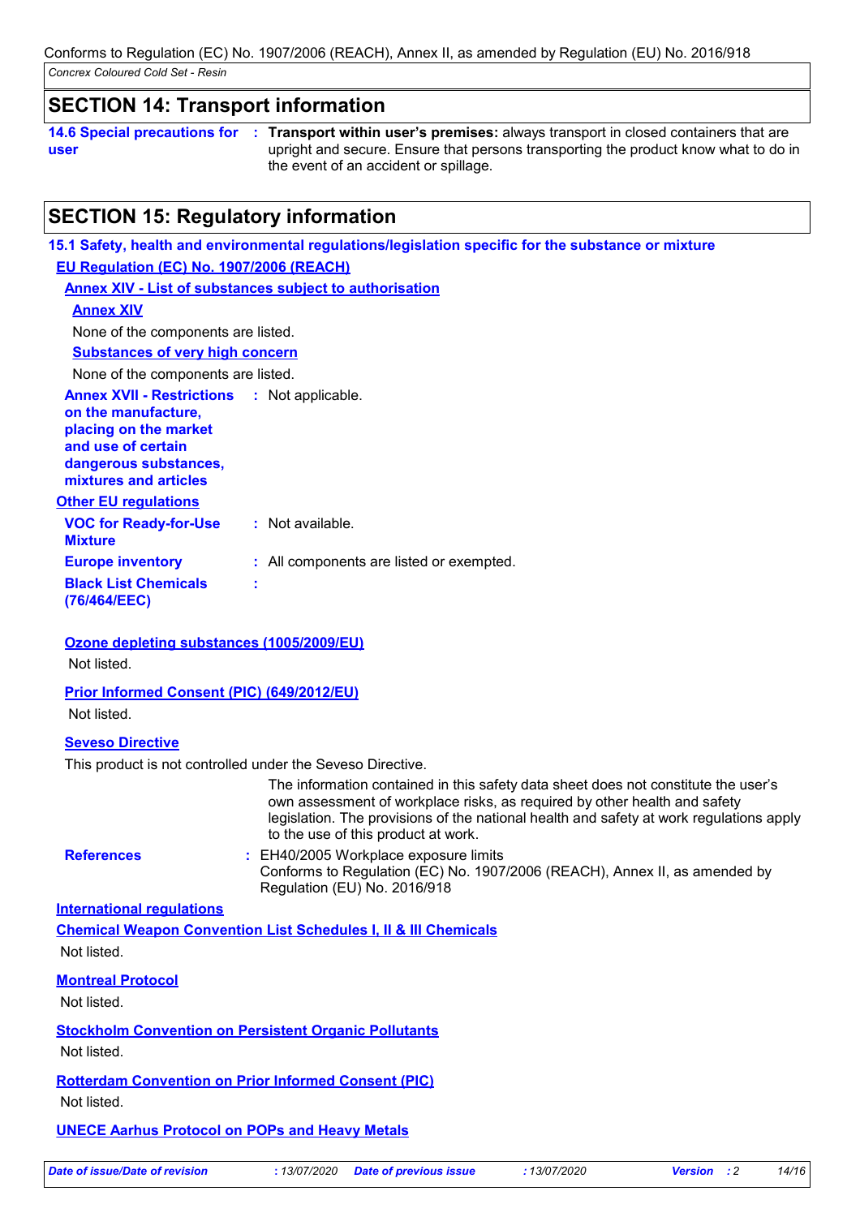## SECTION 14: Transport information

**14.6 Special precautions for user** : **Transport within user's premises:** always transport in closed containers that are upright and secure. Ensure that persons transporting the product know what to do in the event of an accident or spillage.

## SECTION 15: Regulatory information

### 15.1 Safety, health and environmental regulations/legislation specific for the substance or mixture

**EU Regulation (EC) No. 1907/2006 (REACH)**

**Annex XIV - List of substances subject to authorisation**

**Annex XIV**

None of the components are listed.

**Substances of very high concern**

None of the components are listed.

**Annex XVII - Restrictions on the manufacture, placing on the market and use of certain dangerous substances, mixtures and articles** : Not applicable.

**Other EU regulations**

**VOC for Ready-for-Use Mixture** : Not available.

**Europe inventory** : All components are listed or exempted.

**Black List Chemicals (76/464/EEC)** :

**Ozone depleting substances (1005/2009/EU)**

Not listed.

**Prior Informed Consent (PIC) (649/2012/EU)**

Not listed.

**Seveso Directive**

This product is not controlled under the Seveso Directive.

The information contained in this safety data sheet does not constitute the user's own assessment of workplace risks, as required by other health and safety legislation. The provisions of the national health and safety at work regulations apply to the use of this product at work.

**References** : EH40/2005 Workplace exposure limits
Conforms to Regulation (EC) No. 1907/2006 (REACH), Annex II, as amended by Regulation (EU) No. 2016/918

**International regulations**

**Chemical Weapon Convention List Schedules I, II & III Chemicals**

Not listed.

**Montreal Protocol**

Not listed.

**Stockholm Convention on Persistent Organic Pollutants**

Not listed.

**Rotterdam Convention on Prior Informed Consent (PIC)**

Not listed.

**UNECE Aarhus Protocol on POPs and Heavy Metals**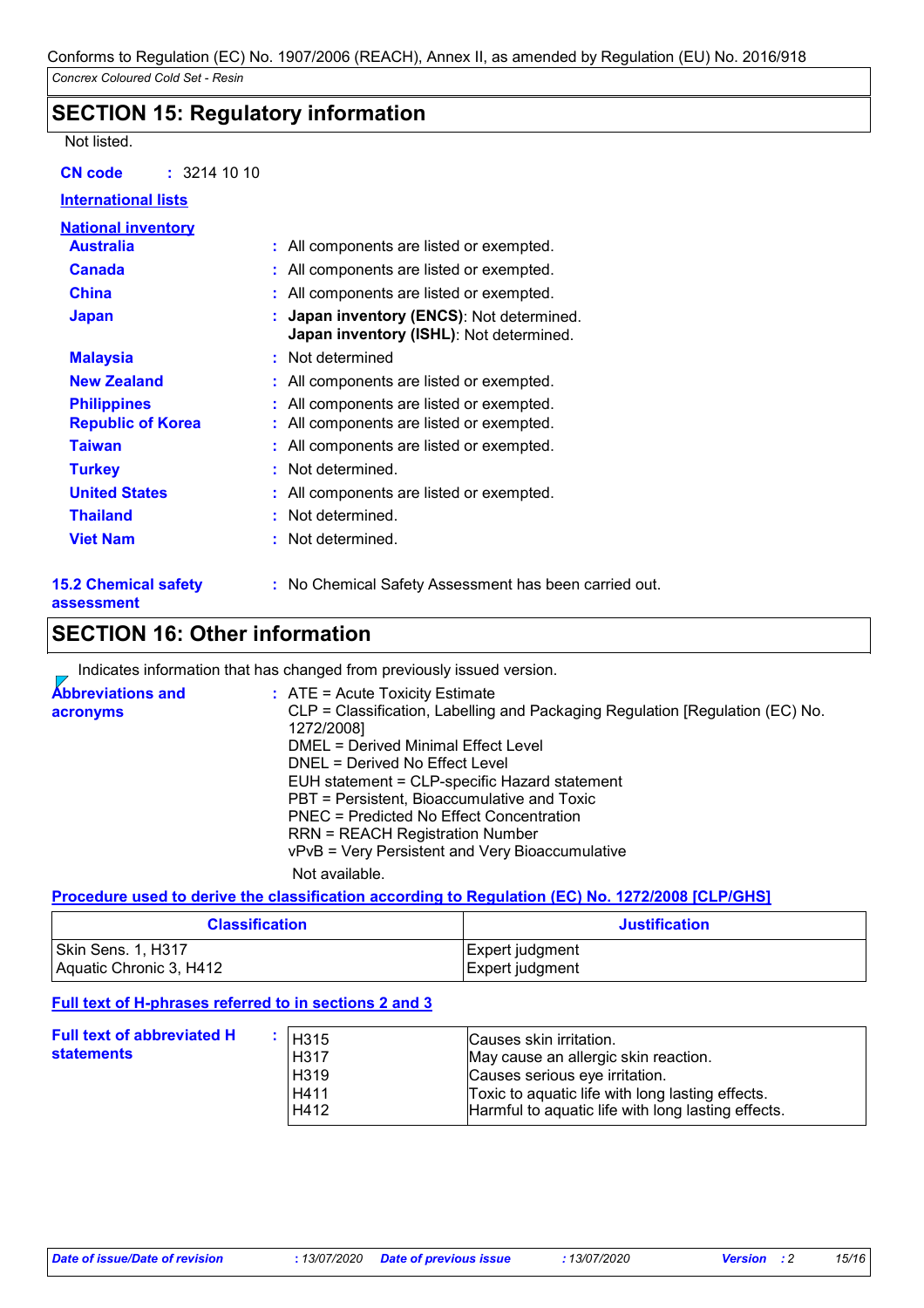## SECTION 15: Regulatory information

Not listed.

**CN code** : 3214 10 10

**International lists**

**National inventory**

| | |
|---|---|
| **Australia** | : All components are listed or exempted. |
| **Canada** | : All components are listed or exempted. |
| **China** | : All components are listed or exempted. |
| **Japan** | : **Japan inventory (ENCS)**: Not determined.<br>**Japan inventory (ISHL)**: Not determined. |
| **Malaysia** | : Not determined |
| **New Zealand** | : All components are listed or exempted. |
| **Philippines** | : All components are listed or exempted. |
| **Republic of Korea** | : All components are listed or exempted. |
| **Taiwan** | : All components are listed or exempted. |
| **Turkey** | : Not determined. |
| **United States** | : All components are listed or exempted. |
| **Thailand** | : Not determined. |
| **Viet Nam** | : Not determined. |

**15.2 Chemical safety assessment** : No Chemical Safety Assessment has been carried out.

## SECTION 16: Other information

Indicates information that has changed from previously issued version.

**Abbreviations and acronyms** :
ATE = Acute Toxicity Estimate
CLP = Classification, Labelling and Packaging Regulation [Regulation (EC) No. 1272/2008]
DMEL = Derived Minimal Effect Level
DNEL = Derived No Effect Level
EUH statement = CLP-specific Hazard statement
PBT = Persistent, Bioaccumulative and Toxic
PNEC = Predicted No Effect Concentration
RRN = REACH Registration Number
vPvB = Very Persistent and Very Bioaccumulative

Not available.

**Procedure used to derive the classification according to Regulation (EC) No. 1272/2008 [CLP/GHS]**

| Classification | Justification |
|---|---|
| Skin Sens. 1, H317 | Expert judgment |
| Aquatic Chronic 3, H412 | Expert judgment |

**Full text of H-phrases referred to in sections 2 and 3**

**Full text of abbreviated H statements** :

| | |
|---|---|
| H315 | Causes skin irritation. |
| H317 | May cause an allergic skin reaction. |
| H319 | Causes serious eye irritation. |
| H411 | Toxic to aquatic life with long lasting effects. |
| H412 | Harmful to aquatic life with long lasting effects. |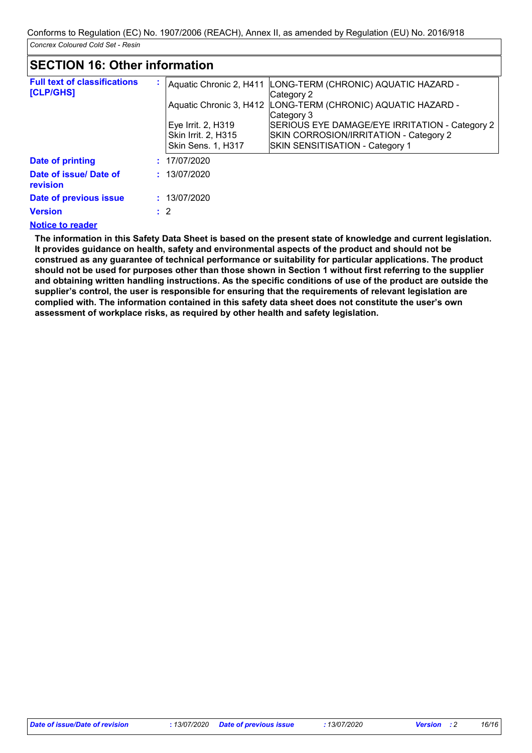## SECTION 16: Other information

**Full text of classifications [CLP/GHS]** :

| | |
|---|---|
| Aquatic Chronic 2, H411 | LONG-TERM (CHRONIC) AQUATIC HAZARD - Category 2 |
| Aquatic Chronic 3, H412 | LONG-TERM (CHRONIC) AQUATIC HAZARD - Category 3 |
| Eye Irrit. 2, H319 | SERIOUS EYE DAMAGE/EYE IRRITATION - Category 2 |
| Skin Irrit. 2, H315 | SKIN CORROSION/IRRITATION - Category 2 |
| Skin Sens. 1, H317 | SKIN SENSITISATION - Category 1 |

**Date of printing** : 17/07/2020

**Date of issue/ Date of revision** : 13/07/2020

**Date of previous issue** : 13/07/2020

**Version** : 2

**Notice to reader**

**The information in this Safety Data Sheet is based on the present state of knowledge and current legislation. It provides guidance on health, safety and environmental aspects of the product and should not be construed as any guarantee of technical performance or suitability for particular applications. The product should not be used for purposes other than those shown in Section 1 without first referring to the supplier and obtaining written handling instructions. As the specific conditions of use of the product are outside the supplier's control, the user is responsible for ensuring that the requirements of relevant legislation are complied with. The information contained in this safety data sheet does not constitute the user's own assessment of workplace risks, as required by other health and safety legislation.**